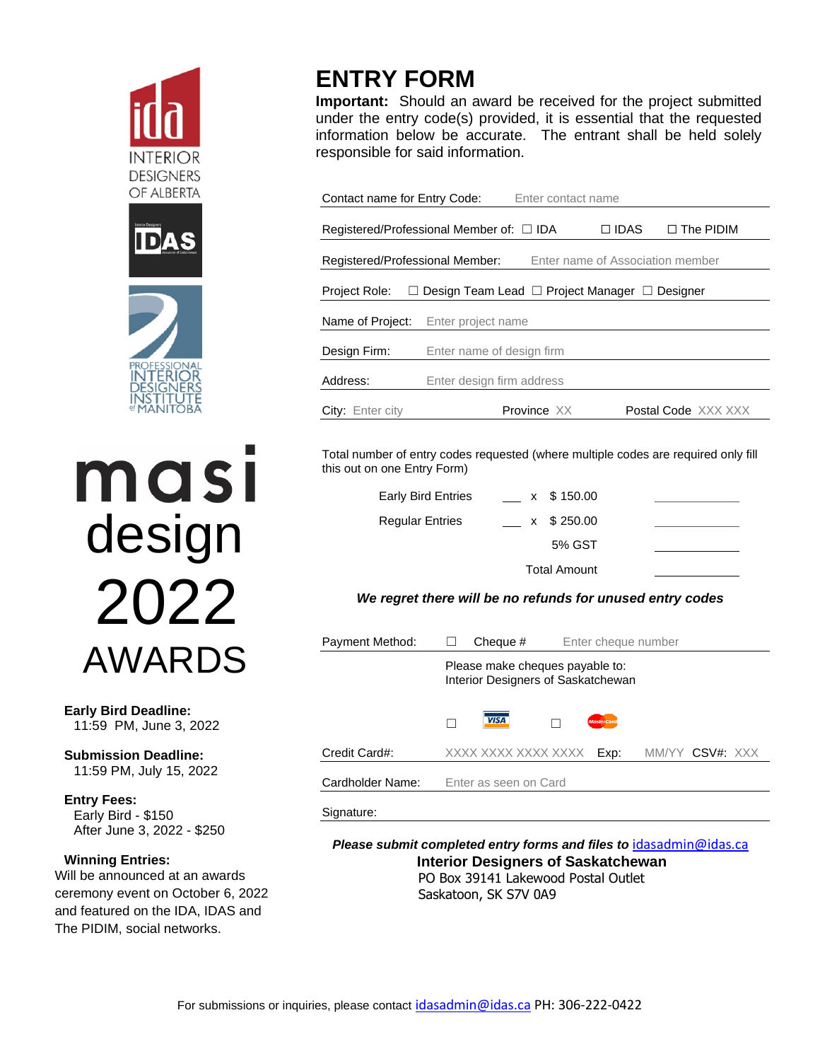IDA INTERIOR DESIGNERS OF ALBERTA

IDAS

PROFESSIONAL INTERIOR DESIGNERS INSTITUTE of MANITOBA

# masi design 2022 AWARDS

**Early Bird Deadline:**
11:59 PM, June 3, 2022

**Submission Deadline:**
11:59 PM, July 15, 2022

**Entry Fees:**
Early Bird - $150
After June 3, 2022 - $250

**Winning Entries:**
Will be announced at an awards ceremony event on October 6, 2022 and featured on the IDA, IDAS and The PIDIM, social networks.

# ENTRY FORM

**Important:** Should an award be received for the project submitted under the entry code(s) provided, it is essential that the requested information below be accurate. The entrant shall be held solely responsible for said information.

Contact name for Entry Code: Enter contact name

Registered/Professional Member of: ☐ IDA ☐ IDAS ☐ The PIDIM

Registered/Professional Member: Enter name of Association member

Project Role: ☐ Design Team Lead ☐ Project Manager ☐ Designer

Name of Project: Enter project name

Design Firm: Enter name of design firm

Address: Enter design firm address

City: Enter city Province XX Postal Code XXX XXX

Total number of entry codes requested (where multiple codes are required only fill this out on one Entry Form)

| | | | | |
|---|---|---|---|---|
| Early Bird Entries | ___ | x | $ 150.00 | ________ |
| Regular Entries | ___ | x | $ 250.00 | ________ |
| | | | 5% GST | ________ |
| | | | Total Amount | ________ |

***We regret there will be no refunds for unused entry codes***

Payment Method: ☐ Cheque # Enter cheque number

Please make cheques payable to:
Interior Designers of Saskatchewan

☐ VISA ☐ MasterCard

Credit Card#: XXXX XXXX XXXX XXXX Exp: MM/YY CSV#: XXX

Cardholder Name: Enter as seen on Card

Signature:

***Please submit completed entry forms and files to*** idasadmin@idas.ca

**Interior Designers of Saskatchewan**
PO Box 39141 Lakewood Postal Outlet
Saskatoon, SK S7V 0A9

For submissions or inquiries, please contact idasadmin@idas.ca PH: 306-222-0422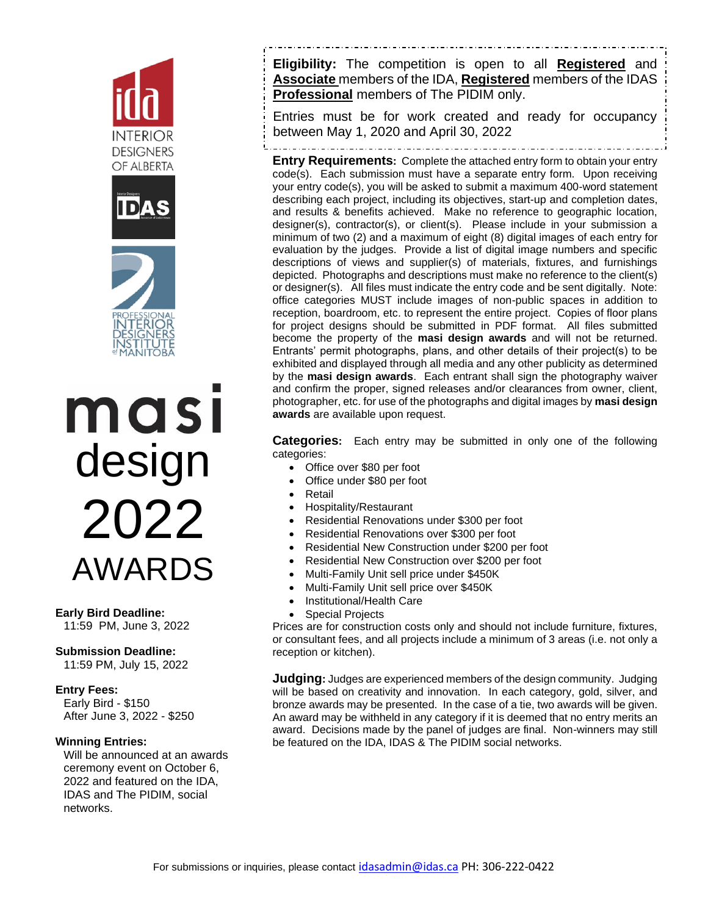INTERIOR DESIGNERS OF ALBERTA

IDAS

PROFESSIONAL INTERIOR DESIGNERS INSTITUTE of MANITOBA

# masi design 2022 AWARDS

**Early Bird Deadline:**
11:59 PM, June 3, 2022

**Submission Deadline:**
11:59 PM, July 15, 2022

**Entry Fees:**
Early Bird - $150
After June 3, 2022 - $250

**Winning Entries:**
Will be announced at an awards ceremony event on October 6, 2022 and featured on the IDA, IDAS and The PIDIM, social networks.

**Eligibility:** The competition is open to all **Registered** and **Associate** members of the IDA, **Registered** members of the IDAS **Professional** members of The PIDIM only.

Entries must be for work created and ready for occupancy between May 1, 2020 and April 30, 2022

**Entry Requirements:** Complete the attached entry form to obtain your entry code(s). Each submission must have a separate entry form. Upon receiving your entry code(s), you will be asked to submit a maximum 400-word statement describing each project, including its objectives, start-up and completion dates, and results & benefits achieved. Make no reference to geographic location, designer(s), contractor(s), or client(s). Please include in your submission a minimum of two (2) and a maximum of eight (8) digital images of each entry for evaluation by the judges. Provide a list of digital image numbers and specific descriptions of views and supplier(s) of materials, fixtures, and furnishings depicted. Photographs and descriptions must make no reference to the client(s) or designer(s). All files must indicate the entry code and be sent digitally. Note: office categories MUST include images of non-public spaces in addition to reception, boardroom, etc. to represent the entire project. Copies of floor plans for project designs should be submitted in PDF format. All files submitted become the property of the **masi design awards** and will not be returned. Entrants' permit photographs, plans, and other details of their project(s) to be exhibited and displayed through all media and any other publicity as determined by the **masi design awards**. Each entrant shall sign the photography waiver and confirm the proper, signed releases and/or clearances from owner, client, photographer, etc. for use of the photographs and digital images by **masi design awards** are available upon request.

**Categories:** Each entry may be submitted in only one of the following categories:

- Office over $80 per foot
- Office under $80 per foot
- Retail
- Hospitality/Restaurant
- Residential Renovations under $300 per foot
- Residential Renovations over $300 per foot
- Residential New Construction under $200 per foot
- Residential New Construction over $200 per foot
- Multi-Family Unit sell price under $450K
- Multi-Family Unit sell price over $450K
- Institutional/Health Care
- Special Projects

Prices are for construction costs only and should not include furniture, fixtures, or consultant fees, and all projects include a minimum of 3 areas (i.e. not only a reception or kitchen).

**Judging:** Judges are experienced members of the design community. Judging will be based on creativity and innovation. In each category, gold, silver, and bronze awards may be presented. In the case of a tie, two awards will be given. An award may be withheld in any category if it is deemed that no entry merits an award. Decisions made by the panel of judges are final. Non-winners may still be featured on the IDA, IDAS & The PIDIM social networks.

For submissions or inquiries, please contact idasadmin@idas.ca PH: 306-222-0422